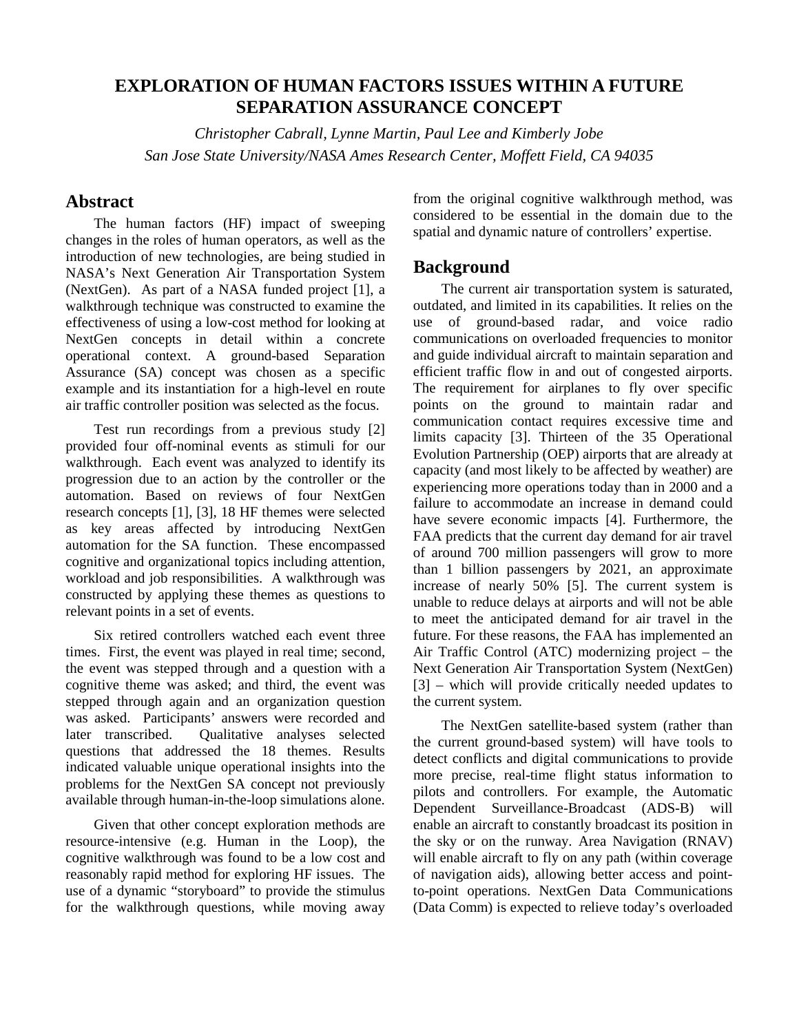# EXPLORATION OF HUMAN FACTORS ISSUES WITHIN A FUTURE SEPARATION ASSURANCE CONCEPT

*Christopher Cabrall, Lynne Martin, Paul Lee and Kimberly Jobe*
*San Jose State University/NASA Ames Research Center, Moffett Field, CA 94035*

## Abstract

The human factors (HF) impact of sweeping changes in the roles of human operators, as well as the introduction of new technologies, are being studied in NASA's Next Generation Air Transportation System (NextGen). As part of a NASA funded project [1], a walkthrough technique was constructed to examine the effectiveness of using a low-cost method for looking at NextGen concepts in detail within a concrete operational context. A ground-based Separation Assurance (SA) concept was chosen as a specific example and its instantiation for a high-level en route air traffic controller position was selected as the focus.

Test run recordings from a previous study [2] provided four off-nominal events as stimuli for our walkthrough. Each event was analyzed to identify its progression due to an action by the controller or the automation. Based on reviews of four NextGen research concepts [1], [3], 18 HF themes were selected as key areas affected by introducing NextGen automation for the SA function. These encompassed cognitive and organizational topics including attention, workload and job responsibilities. A walkthrough was constructed by applying these themes as questions to relevant points in a set of events.

Six retired controllers watched each event three times. First, the event was played in real time; second, the event was stepped through and a question with a cognitive theme was asked; and third, the event was stepped through again and an organization question was asked. Participants' answers were recorded and later transcribed. Qualitative analyses selected questions that addressed the 18 themes. Results indicated valuable unique operational insights into the problems for the NextGen SA concept not previously available through human-in-the-loop simulations alone.

Given that other concept exploration methods are resource-intensive (e.g. Human in the Loop), the cognitive walkthrough was found to be a low cost and reasonably rapid method for exploring HF issues. The use of a dynamic "storyboard" to provide the stimulus for the walkthrough questions, while moving away from the original cognitive walkthrough method, was considered to be essential in the domain due to the spatial and dynamic nature of controllers' expertise.

## Background

The current air transportation system is saturated, outdated, and limited in its capabilities. It relies on the use of ground-based radar, and voice radio communications on overloaded frequencies to monitor and guide individual aircraft to maintain separation and efficient traffic flow in and out of congested airports. The requirement for airplanes to fly over specific points on the ground to maintain radar and communication contact requires excessive time and limits capacity [3]. Thirteen of the 35 Operational Evolution Partnership (OEP) airports that are already at capacity (and most likely to be affected by weather) are experiencing more operations today than in 2000 and a failure to accommodate an increase in demand could have severe economic impacts [4]. Furthermore, the FAA predicts that the current day demand for air travel of around 700 million passengers will grow to more than 1 billion passengers by 2021, an approximate increase of nearly 50% [5]. The current system is unable to reduce delays at airports and will not be able to meet the anticipated demand for air travel in the future. For these reasons, the FAA has implemented an Air Traffic Control (ATC) modernizing project – the Next Generation Air Transportation System (NextGen) [3] – which will provide critically needed updates to the current system.

The NextGen satellite-based system (rather than the current ground-based system) will have tools to detect conflicts and digital communications to provide more precise, real-time flight status information to pilots and controllers. For example, the Automatic Dependent Surveillance-Broadcast (ADS-B) will enable an aircraft to constantly broadcast its position in the sky or on the runway. Area Navigation (RNAV) will enable aircraft to fly on any path (within coverage of navigation aids), allowing better access and point-to-point operations. NextGen Data Communications (Data Comm) is expected to relieve today's overloaded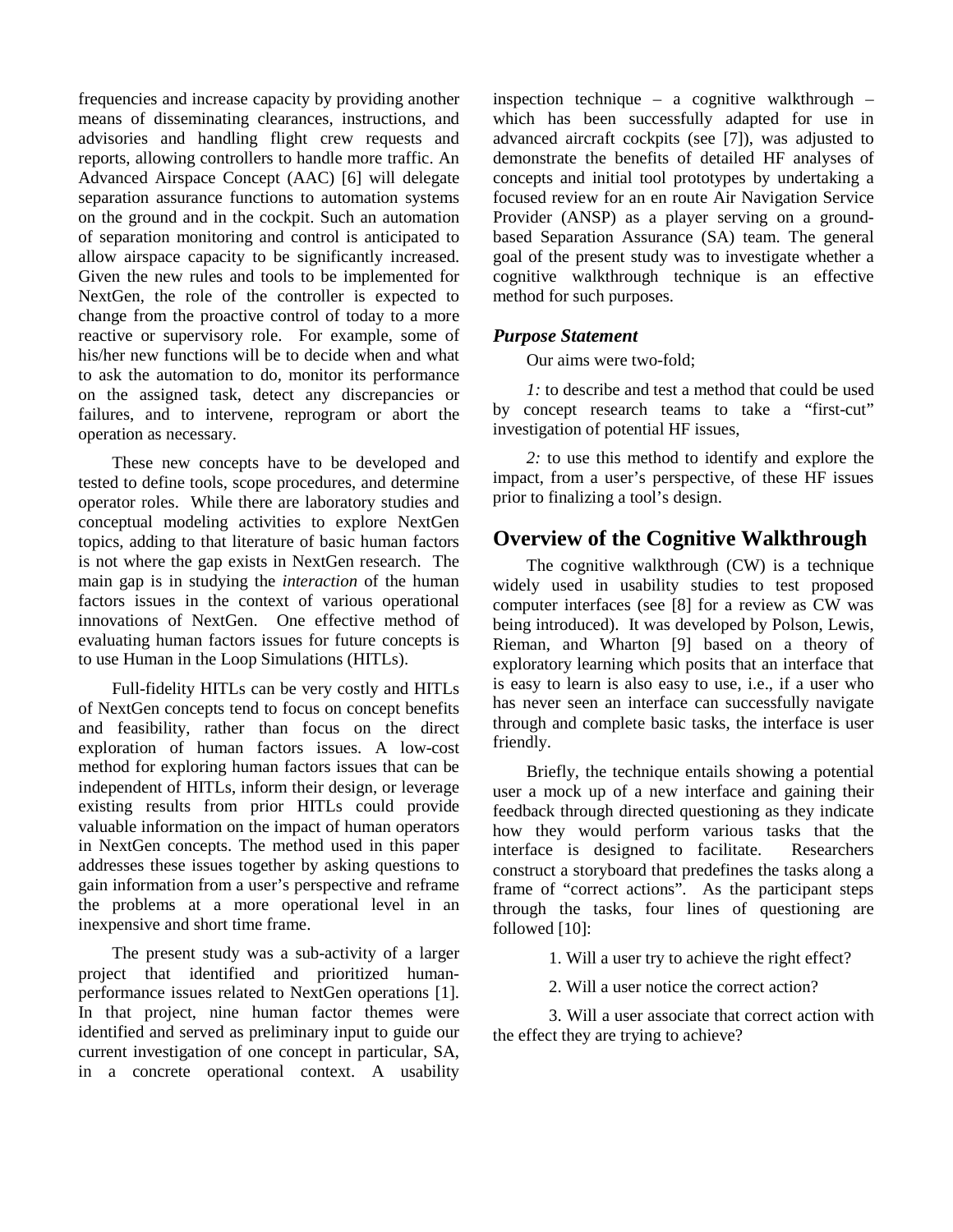frequencies and increase capacity by providing another means of disseminating clearances, instructions, and advisories and handling flight crew requests and reports, allowing controllers to handle more traffic. An Advanced Airspace Concept (AAC) [6] will delegate separation assurance functions to automation systems on the ground and in the cockpit. Such an automation of separation monitoring and control is anticipated to allow airspace capacity to be significantly increased. Given the new rules and tools to be implemented for NextGen, the role of the controller is expected to change from the proactive control of today to a more reactive or supervisory role. For example, some of his/her new functions will be to decide when and what to ask the automation to do, monitor its performance on the assigned task, detect any discrepancies or failures, and to intervene, reprogram or abort the operation as necessary.

These new concepts have to be developed and tested to define tools, scope procedures, and determine operator roles. While there are laboratory studies and conceptual modeling activities to explore NextGen topics, adding to that literature of basic human factors is not where the gap exists in NextGen research. The main gap is in studying the *interaction* of the human factors issues in the context of various operational innovations of NextGen. One effective method of evaluating human factors issues for future concepts is to use Human in the Loop Simulations (HITLs).

Full-fidelity HITLs can be very costly and HITLs of NextGen concepts tend to focus on concept benefits and feasibility, rather than focus on the direct exploration of human factors issues. A low-cost method for exploring human factors issues that can be independent of HITLs, inform their design, or leverage existing results from prior HITLs could provide valuable information on the impact of human operators in NextGen concepts. The method used in this paper addresses these issues together by asking questions to gain information from a user's perspective and reframe the problems at a more operational level in an inexpensive and short time frame.

The present study was a sub-activity of a larger project that identified and prioritized human-performance issues related to NextGen operations [1]. In that project, nine human factor themes were identified and served as preliminary input to guide our current investigation of one concept in particular, SA, in a concrete operational context. A usability inspection technique – a cognitive walkthrough – which has been successfully adapted for use in advanced aircraft cockpits (see [7]), was adjusted to demonstrate the benefits of detailed HF analyses of concepts and initial tool prototypes by undertaking a focused review for an en route Air Navigation Service Provider (ANSP) as a player serving on a ground-based Separation Assurance (SA) team. The general goal of the present study was to investigate whether a cognitive walkthrough technique is an effective method for such purposes.

### *Purpose Statement*

Our aims were two-fold;

*1:* to describe and test a method that could be used by concept research teams to take a "first-cut" investigation of potential HF issues,

*2:* to use this method to identify and explore the impact, from a user's perspective, of these HF issues prior to finalizing a tool's design.

## Overview of the Cognitive Walkthrough

The cognitive walkthrough (CW) is a technique widely used in usability studies to test proposed computer interfaces (see [8] for a review as CW was being introduced). It was developed by Polson, Lewis, Rieman, and Wharton [9] based on a theory of exploratory learning which posits that an interface that is easy to learn is also easy to use, i.e., if a user who has never seen an interface can successfully navigate through and complete basic tasks, the interface is user friendly.

Briefly, the technique entails showing a potential user a mock up of a new interface and gaining their feedback through directed questioning as they indicate how they would perform various tasks that the interface is designed to facilitate. Researchers construct a storyboard that predefines the tasks along a frame of "correct actions". As the participant steps through the tasks, four lines of questioning are followed [10]:

1. Will a user try to achieve the right effect?

2. Will a user notice the correct action?

3. Will a user associate that correct action with the effect they are trying to achieve?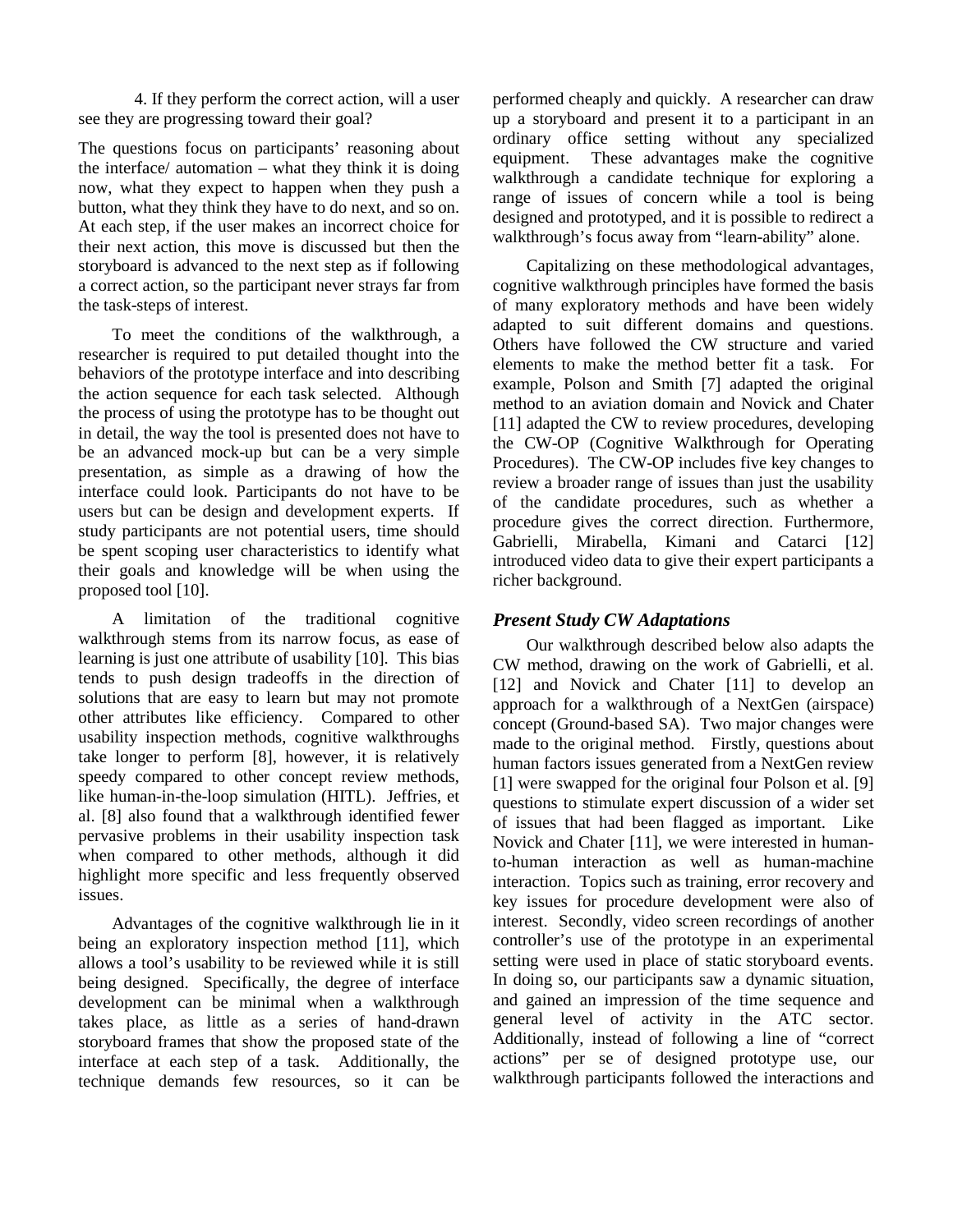4. If they perform the correct action, will a user see they are progressing toward their goal?

The questions focus on participants' reasoning about the interface/ automation – what they think it is doing now, what they expect to happen when they push a button, what they think they have to do next, and so on. At each step, if the user makes an incorrect choice for their next action, this move is discussed but then the storyboard is advanced to the next step as if following a correct action, so the participant never strays far from the task-steps of interest.

To meet the conditions of the walkthrough, a researcher is required to put detailed thought into the behaviors of the prototype interface and into describing the action sequence for each task selected. Although the process of using the prototype has to be thought out in detail, the way the tool is presented does not have to be an advanced mock-up but can be a very simple presentation, as simple as a drawing of how the interface could look. Participants do not have to be users but can be design and development experts. If study participants are not potential users, time should be spent scoping user characteristics to identify what their goals and knowledge will be when using the proposed tool [10].

A limitation of the traditional cognitive walkthrough stems from its narrow focus, as ease of learning is just one attribute of usability [10]. This bias tends to push design tradeoffs in the direction of solutions that are easy to learn but may not promote other attributes like efficiency. Compared to other usability inspection methods, cognitive walkthroughs take longer to perform [8], however, it is relatively speedy compared to other concept review methods, like human-in-the-loop simulation (HITL). Jeffries, et al. [8] also found that a walkthrough identified fewer pervasive problems in their usability inspection task when compared to other methods, although it did highlight more specific and less frequently observed issues.

Advantages of the cognitive walkthrough lie in it being an exploratory inspection method [11], which allows a tool's usability to be reviewed while it is still being designed. Specifically, the degree of interface development can be minimal when a walkthrough takes place, as little as a series of hand-drawn storyboard frames that show the proposed state of the interface at each step of a task. Additionally, the technique demands few resources, so it can be performed cheaply and quickly. A researcher can draw up a storyboard and present it to a participant in an ordinary office setting without any specialized equipment. These advantages make the cognitive walkthrough a candidate technique for exploring a range of issues of concern while a tool is being designed and prototyped, and it is possible to redirect a walkthrough's focus away from "learn-ability" alone.

Capitalizing on these methodological advantages, cognitive walkthrough principles have formed the basis of many exploratory methods and have been widely adapted to suit different domains and questions. Others have followed the CW structure and varied elements to make the method better fit a task. For example, Polson and Smith [7] adapted the original method to an aviation domain and Novick and Chater [11] adapted the CW to review procedures, developing the CW-OP (Cognitive Walkthrough for Operating Procedures). The CW-OP includes five key changes to review a broader range of issues than just the usability of the candidate procedures, such as whether a procedure gives the correct direction. Furthermore, Gabrielli, Mirabella, Kimani and Catarci [12] introduced video data to give their expert participants a richer background.

### *Present Study CW Adaptations*

Our walkthrough described below also adapts the CW method, drawing on the work of Gabrielli, et al. [12] and Novick and Chater [11] to develop an approach for a walkthrough of a NextGen (airspace) concept (Ground-based SA). Two major changes were made to the original method. Firstly, questions about human factors issues generated from a NextGen review [1] were swapped for the original four Polson et al. [9] questions to stimulate expert discussion of a wider set of issues that had been flagged as important. Like Novick and Chater [11], we were interested in human-to-human interaction as well as human-machine interaction. Topics such as training, error recovery and key issues for procedure development were also of interest. Secondly, video screen recordings of another controller's use of the prototype in an experimental setting were used in place of static storyboard events. In doing so, our participants saw a dynamic situation, and gained an impression of the time sequence and general level of activity in the ATC sector. Additionally, instead of following a line of "correct actions" per se of designed prototype use, our walkthrough participants followed the interactions and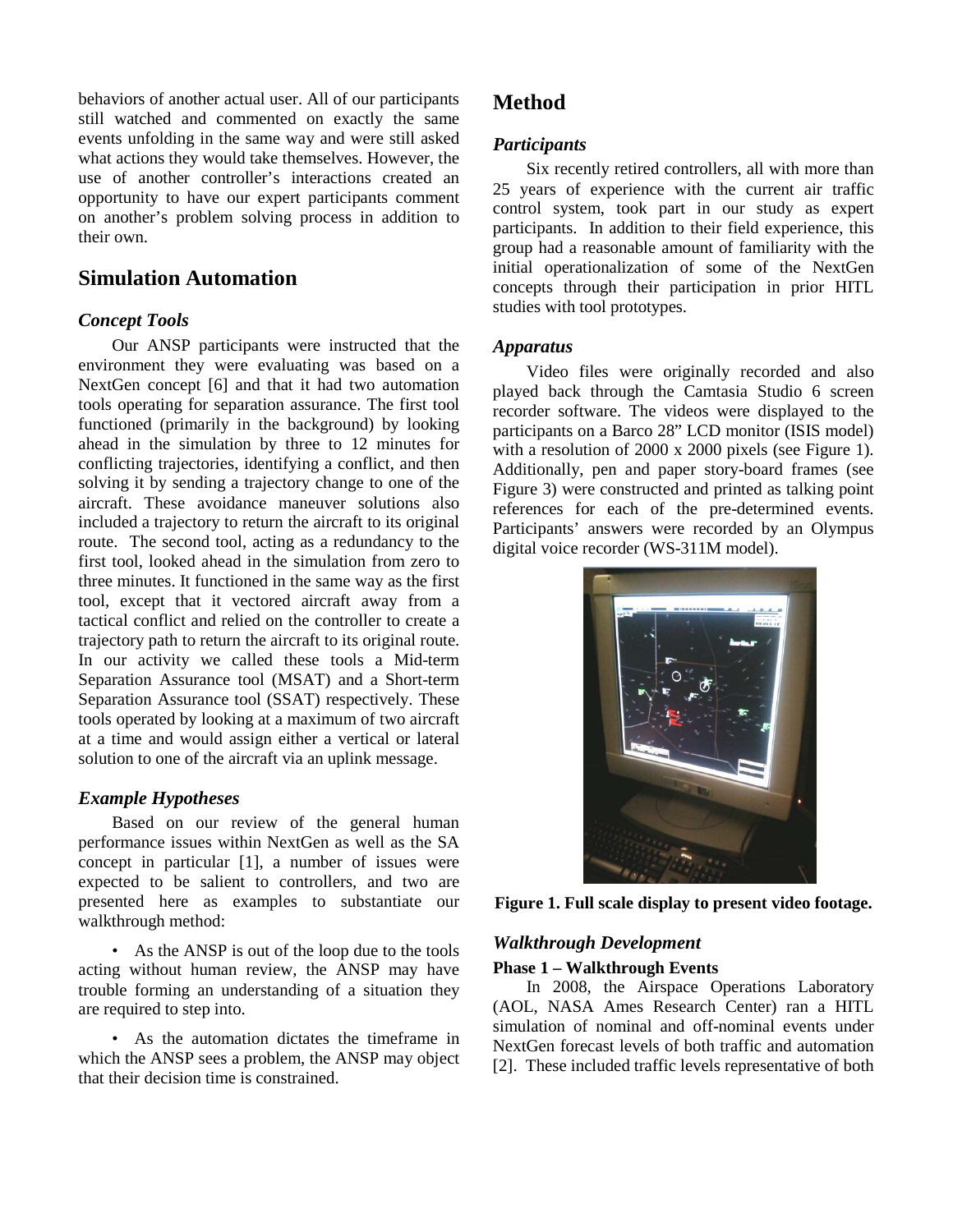behaviors of another actual user. All of our participants still watched and commented on exactly the same events unfolding in the same way and were still asked what actions they would take themselves. However, the use of another controller's interactions created an opportunity to have our expert participants comment on another's problem solving process in addition to their own.

## Simulation Automation

### Concept Tools

Our ANSP participants were instructed that the environment they were evaluating was based on a NextGen concept [6] and that it had two automation tools operating for separation assurance. The first tool functioned (primarily in the background) by looking ahead in the simulation by three to 12 minutes for conflicting trajectories, identifying a conflict, and then solving it by sending a trajectory change to one of the aircraft. These avoidance maneuver solutions also included a trajectory to return the aircraft to its original route. The second tool, acting as a redundancy to the first tool, looked ahead in the simulation from zero to three minutes. It functioned in the same way as the first tool, except that it vectored aircraft away from a tactical conflict and relied on the controller to create a trajectory path to return the aircraft to its original route. In our activity we called these tools a Mid-term Separation Assurance tool (MSAT) and a Short-term Separation Assurance tool (SSAT) respectively. These tools operated by looking at a maximum of two aircraft at a time and would assign either a vertical or lateral solution to one of the aircraft via an uplink message.

### Example Hypotheses

Based on our review of the general human performance issues within NextGen as well as the SA concept in particular [1], a number of issues were expected to be salient to controllers, and two are presented here as examples to substantiate our walkthrough method:

- As the ANSP is out of the loop due to the tools acting without human review, the ANSP may have trouble forming an understanding of a situation they are required to step into.
- As the automation dictates the timeframe in which the ANSP sees a problem, the ANSP may object that their decision time is constrained.

## Method

### Participants

Six recently retired controllers, all with more than 25 years of experience with the current air traffic control system, took part in our study as expert participants. In addition to their field experience, this group had a reasonable amount of familiarity with the initial operationalization of some of the NextGen concepts through their participation in prior HITL studies with tool prototypes.

### Apparatus

Video files were originally recorded and also played back through the Camtasia Studio 6 screen recorder software. The videos were displayed to the participants on a Barco 28" LCD monitor (ISIS model) with a resolution of 2000 x 2000 pixels (see Figure 1). Additionally, pen and paper story-board frames (see Figure 3) were constructed and printed as talking point references for each of the pre-determined events. Participants' answers were recorded by an Olympus digital voice recorder (WS-311M model).

**Figure 1. Full scale display to present video footage.**

### Walkthrough Development

#### Phase 1 – Walkthrough Events

In 2008, the Airspace Operations Laboratory (AOL, NASA Ames Research Center) ran a HITL simulation of nominal and off-nominal events under NextGen forecast levels of both traffic and automation [2]. These included traffic levels representative of both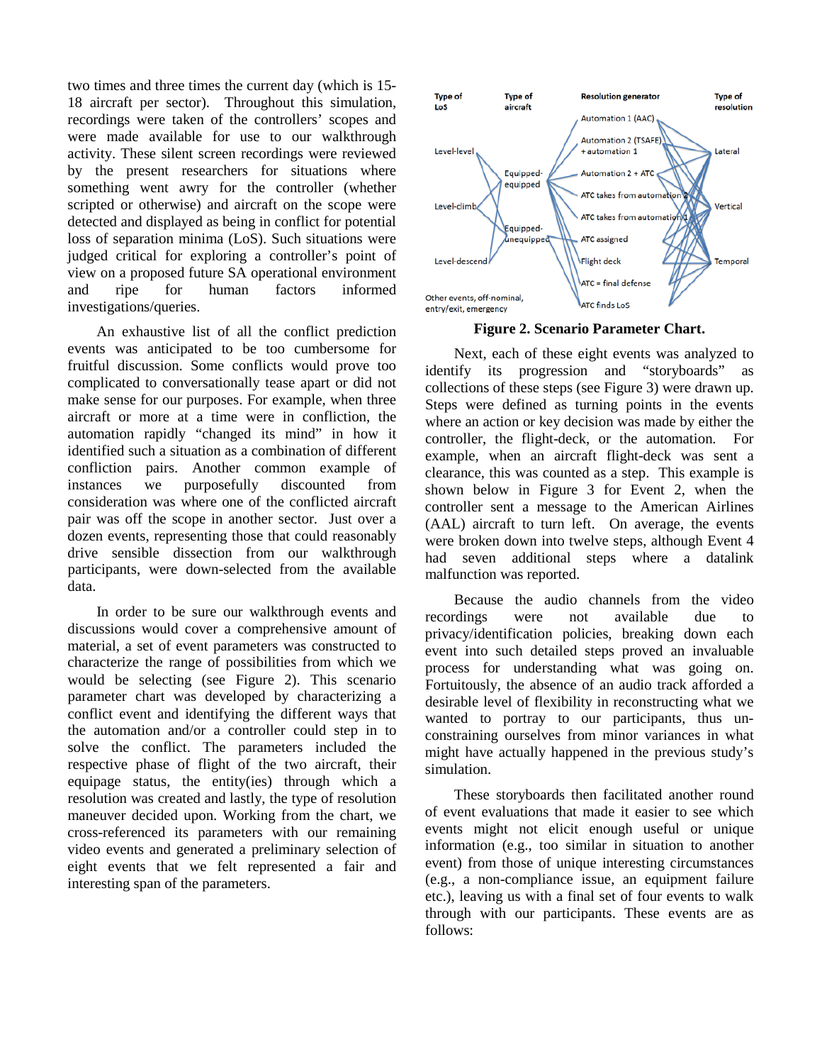two times and three times the current day (which is 15-18 aircraft per sector). Throughout this simulation, recordings were taken of the controllers' scopes and were made available for use to our walkthrough activity. These silent screen recordings were reviewed by the present researchers for situations where something went awry for the controller (whether scripted or otherwise) and aircraft on the scope were detected and displayed as being in conflict for potential loss of separation minima (LoS). Such situations were judged critical for exploring a controller's point of view on a proposed future SA operational environment and ripe for human factors informed investigations/queries.

An exhaustive list of all the conflict prediction events was anticipated to be too cumbersome for fruitful discussion. Some conflicts would prove too complicated to conversationally tease apart or did not make sense for our purposes. For example, when three aircraft or more at a time were in confliction, the automation rapidly "changed its mind" in how it identified such a situation as a combination of different confliction pairs. Another common example of instances we purposefully discounted from consideration was where one of the conflicted aircraft pair was off the scope in another sector. Just over a dozen events, representing those that could reasonably drive sensible dissection from our walkthrough participants, were down-selected from the available data.

In order to be sure our walkthrough events and discussions would cover a comprehensive amount of material, a set of event parameters was constructed to characterize the range of possibilities from which we would be selecting (see Figure 2). This scenario parameter chart was developed by characterizing a conflict event and identifying the different ways that the automation and/or a controller could step in to solve the conflict. The parameters included the respective phase of flight of the two aircraft, their equipage status, the entity(ies) through which a resolution was created and lastly, the type of resolution maneuver decided upon. Working from the chart, we cross-referenced its parameters with our remaining video events and generated a preliminary selection of eight events that we felt represented a fair and interesting span of the parameters.

Figure 2. Scenario Parameter Chart.

Next, each of these eight events was analyzed to identify its progression and "storyboards" as collections of these steps (see Figure 3) were drawn up. Steps were defined as turning points in the events where an action or key decision was made by either the controller, the flight-deck, or the automation. For example, when an aircraft flight-deck was sent a clearance, this was counted as a step. This example is shown below in Figure 3 for Event 2, when the controller sent a message to the American Airlines (AAL) aircraft to turn left. On average, the events were broken down into twelve steps, although Event 4 had seven additional steps where a datalink malfunction was reported.

Because the audio channels from the video recordings were not available due to privacy/identification policies, breaking down each event into such detailed steps proved an invaluable process for understanding what was going on. Fortuitously, the absence of an audio track afforded a desirable level of flexibility in reconstructing what we wanted to portray to our participants, thus un-constraining ourselves from minor variances in what might have actually happened in the previous study's simulation.

These storyboards then facilitated another round of event evaluations that made it easier to see which events might not elicit enough useful or unique information (e.g., too similar in situation to another event) from those of unique interesting circumstances (e.g., a non-compliance issue, an equipment failure etc.), leaving us with a final set of four events to walk through with our participants. These events are as follows: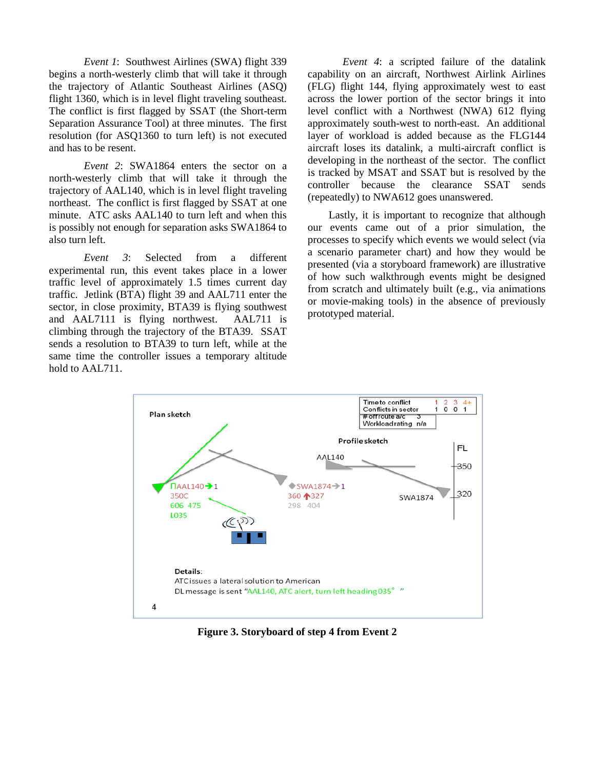*Event 1*: Southwest Airlines (SWA) flight 339 begins a north-westerly climb that will take it through the trajectory of Atlantic Southeast Airlines (ASQ) flight 1360, which is in level flight traveling southeast. The conflict is first flagged by SSAT (the Short-term Separation Assurance Tool) at three minutes. The first resolution (for ASQ1360 to turn left) is not executed and has to be resent.

*Event 2*: SWA1864 enters the sector on a north-westerly climb that will take it through the trajectory of AAL140, which is in level flight traveling northeast. The conflict is first flagged by SSAT at one minute. ATC asks AAL140 to turn left and when this is possibly not enough for separation asks SWA1864 to also turn left.

*Event 3*: Selected from a different experimental run, this event takes place in a lower traffic level of approximately 1.5 times current day traffic. Jetlink (BTA) flight 39 and AAL711 enter the sector, in close proximity, BTA39 is flying southwest and AAL7111 is flying northwest. AAL711 is climbing through the trajectory of the BTA39. SSAT sends a resolution to BTA39 to turn left, while at the same time the controller issues a temporary altitude hold to AAL711.

*Event 4*: a scripted failure of the datalink capability on an aircraft, Northwest Airlink Airlines (FLG) flight 144, flying approximately west to east across the lower portion of the sector brings it into level conflict with a Northwest (NWA) 612 flying approximately south-west to north-east. An additional layer of workload is added because as the FLG144 aircraft loses its datalink, a multi-aircraft conflict is developing in the northeast of the sector. The conflict is tracked by MSAT and SSAT but is resolved by the controller because the clearance SSAT sends (repeatedly) to NWA612 goes unanswered.

Lastly, it is important to recognize that although our events came out of a prior simulation, the processes to specify which events we would select (via a scenario parameter chart) and how they would be presented (via a storyboard framework) are illustrative of how such walkthrough events might be designed from scratch and ultimately built (e.g., via animations or movie-making tools) in the absence of previously prototyped material.

**Figure 3. Storyboard of step 4 from Event 2**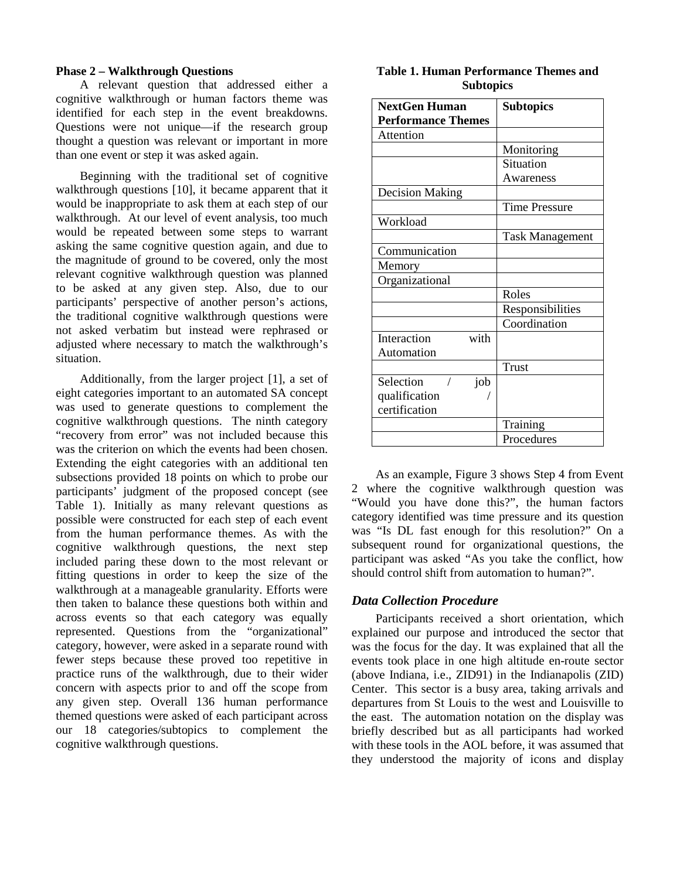**Phase 2 – Walkthrough Questions**

A relevant question that addressed either a cognitive walkthrough or human factors theme was identified for each step in the event breakdowns. Questions were not unique—if the research group thought a question was relevant or important in more than one event or step it was asked again.

Beginning with the traditional set of cognitive walkthrough questions [10], it became apparent that it would be inappropriate to ask them at each step of our walkthrough. At our level of event analysis, too much would be repeated between some steps to warrant asking the same cognitive question again, and due to the magnitude of ground to be covered, only the most relevant cognitive walkthrough question was planned to be asked at any given step. Also, due to our participants' perspective of another person's actions, the traditional cognitive walkthrough questions were not asked verbatim but instead were rephrased or adjusted where necessary to match the walkthrough's situation.

Additionally, from the larger project [1], a set of eight categories important to an automated SA concept was used to generate questions to complement the cognitive walkthrough questions. The ninth category "recovery from error" was not included because this was the criterion on which the events had been chosen. Extending the eight categories with an additional ten subsections provided 18 points on which to probe our participants' judgment of the proposed concept (see Table 1). Initially as many relevant questions as possible were constructed for each step of each event from the human performance themes. As with the cognitive walkthrough questions, the next step included paring these down to the most relevant or fitting questions in order to keep the size of the walkthrough at a manageable granularity. Efforts were then taken to balance these questions both within and across events so that each category was equally represented. Questions from the "organizational" category, however, were asked in a separate round with fewer steps because these proved too repetitive in practice runs of the walkthrough, due to their wider concern with aspects prior to and off the scope from any given step. Overall 136 human performance themed questions were asked of each participant across our 18 categories/subtopics to complement the cognitive walkthrough questions.

**Table 1. Human Performance Themes and Subtopics**

| NextGen Human Performance Themes | Subtopics |
|---|---|
| Attention | |
| | Monitoring |
| | Situation Awareness |
| Decision Making | |
| | Time Pressure |
| Workload | |
| | Task Management |
| Communication | |
| Memory | |
| Organizational | |
| | Roles |
| | Responsibilities |
| | Coordination |
| Interaction with Automation | |
| | Trust |
| Selection / job qualification / certification | |
| | Training |
| | Procedures |

As an example, Figure 3 shows Step 4 from Event 2 where the cognitive walkthrough question was "Would you have done this?", the human factors category identified was time pressure and its question was "Is DL fast enough for this resolution?" On a subsequent round for organizational questions, the participant was asked "As you take the conflict, how should control shift from automation to human?".

### *Data Collection Procedure*

Participants received a short orientation, which explained our purpose and introduced the sector that was the focus for the day. It was explained that all the events took place in one high altitude en-route sector (above Indiana, i.e., ZID91) in the Indianapolis (ZID) Center. This sector is a busy area, taking arrivals and departures from St Louis to the west and Louisville to the east. The automation notation on the display was briefly described but as all participants had worked with these tools in the AOL before, it was assumed that they understood the majority of icons and display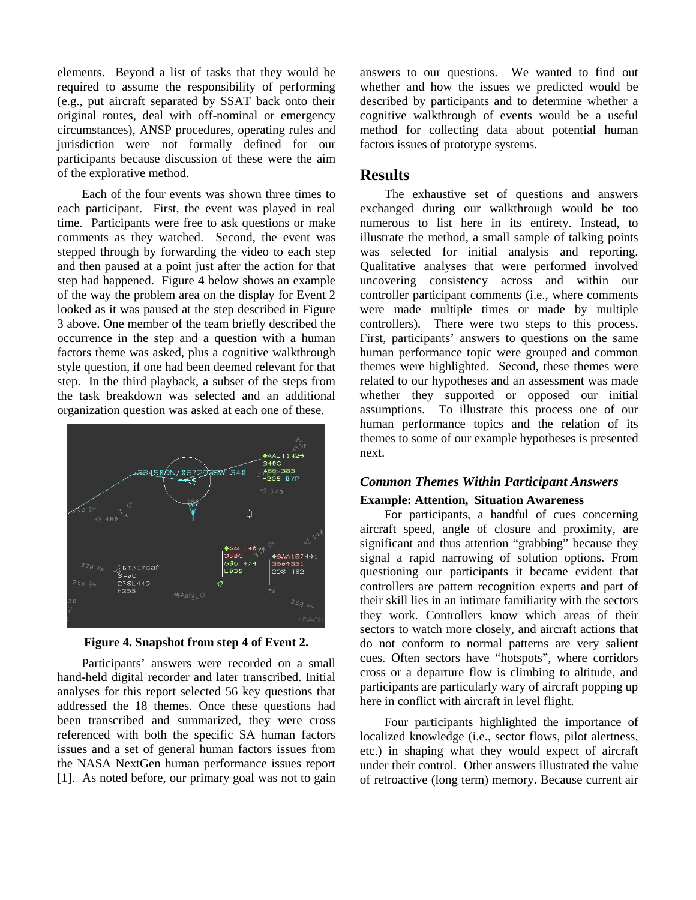elements. Beyond a list of tasks that they would be required to assume the responsibility of performing (e.g., put aircraft separated by SSAT back onto their original routes, deal with off-nominal or emergency circumstances), ANSP procedures, operating rules and jurisdiction were not formally defined for our participants because discussion of these were the aim of the explorative method.

Each of the four events was shown three times to each participant. First, the event was played in real time. Participants were free to ask questions or make comments as they watched. Second, the event was stepped through by forwarding the video to each step and then paused at a point just after the action for that step had happened. Figure 4 below shows an example of the way the problem area on the display for Event 2 looked as it was paused at the step described in Figure 3 above. One member of the team briefly described the occurrence in the step and a question with a human factors theme was asked, plus a cognitive walkthrough style question, if one had been deemed relevant for that step. In the third playback, a subset of the steps from the task breakdown was selected and an additional organization question was asked at each one of these.

**Figure 4. Snapshot from step 4 of Event 2.**

Participants' answers were recorded on a small hand-held digital recorder and later transcribed. Initial analyses for this report selected 56 key questions that addressed the 18 themes. Once these questions had been transcribed and summarized, they were cross referenced with both the specific SA human factors issues and a set of general human factors issues from the NASA NextGen human performance issues report [1]. As noted before, our primary goal was not to gain answers to our questions. We wanted to find out whether and how the issues we predicted would be described by participants and to determine whether a cognitive walkthrough of events would be a useful method for collecting data about potential human factors issues of prototype systems.

## Results

The exhaustive set of questions and answers exchanged during our walkthrough would be too numerous to list here in its entirety. Instead, to illustrate the method, a small sample of talking points was selected for initial analysis and reporting. Qualitative analyses that were performed involved uncovering consistency across and within our controller participant comments (i.e., where comments were made multiple times or made by multiple controllers). There were two steps to this process. First, participants' answers to questions on the same human performance topic were grouped and common themes were highlighted. Second, these themes were related to our hypotheses and an assessment was made whether they supported or opposed our initial assumptions. To illustrate this process one of our human performance topics and the relation of its themes to some of our example hypotheses is presented next.

### *Common Themes Within Participant Answers*

**Example: Attention, Situation Awareness**

For participants, a handful of cues concerning aircraft speed, angle of closure and proximity, are significant and thus attention "grabbing" because they signal a rapid narrowing of solution options. From questioning our participants it became evident that controllers are pattern recognition experts and part of their skill lies in an intimate familiarity with the sectors they work. Controllers know which areas of their sectors to watch more closely, and aircraft actions that do not conform to normal patterns are very salient cues. Often sectors have "hotspots", where corridors cross or a departure flow is climbing to altitude, and participants are particularly wary of aircraft popping up here in conflict with aircraft in level flight.

Four participants highlighted the importance of localized knowledge (i.e., sector flows, pilot alertness, etc.) in shaping what they would expect of aircraft under their control. Other answers illustrated the value of retroactive (long term) memory. Because current air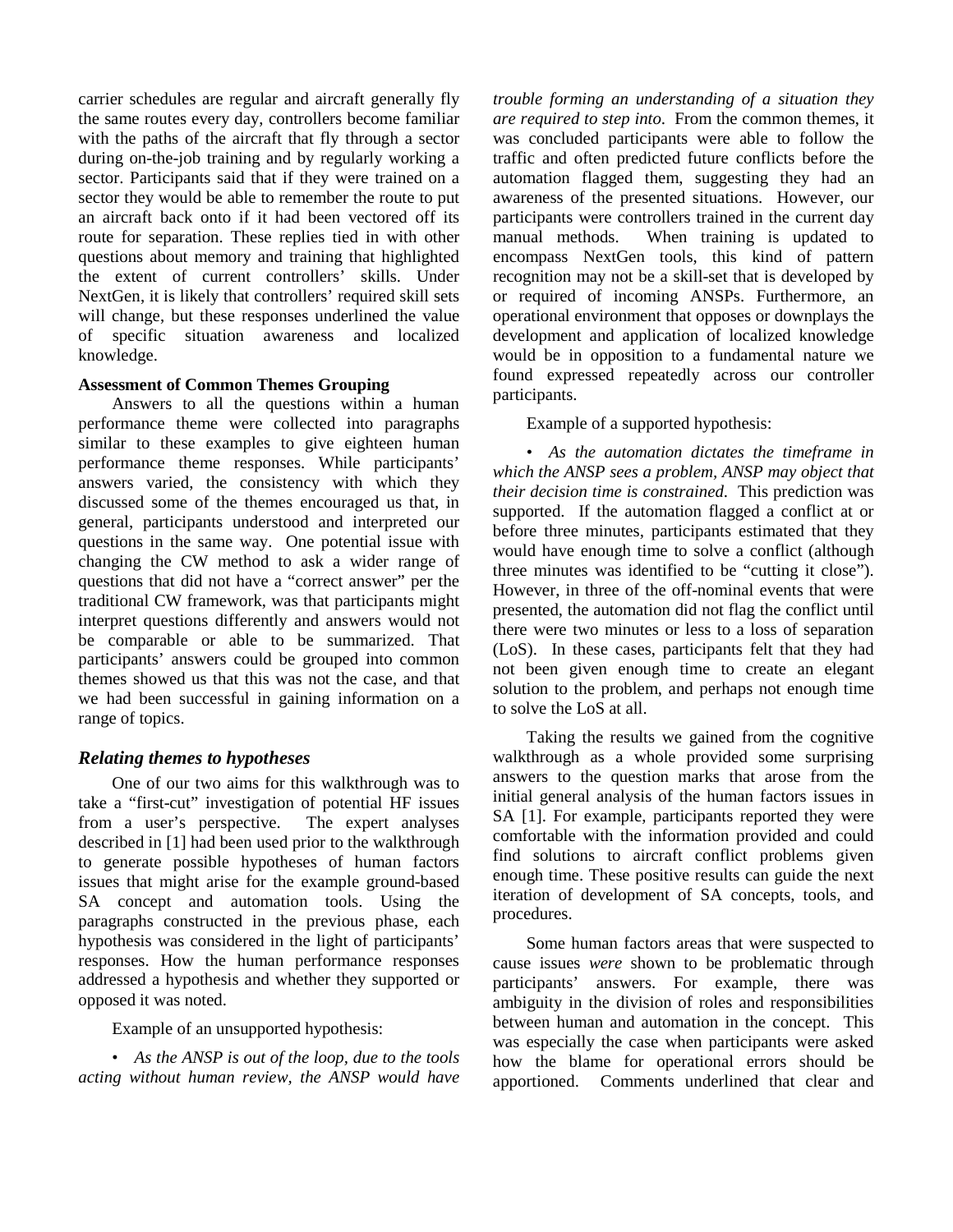carrier schedules are regular and aircraft generally fly the same routes every day, controllers become familiar with the paths of the aircraft that fly through a sector during on-the-job training and by regularly working a sector. Participants said that if they were trained on a sector they would be able to remember the route to put an aircraft back onto if it had been vectored off its route for separation. These replies tied in with other questions about memory and training that highlighted the extent of current controllers' skills. Under NextGen, it is likely that controllers' required skill sets will change, but these responses underlined the value of specific situation awareness and localized knowledge.

**Assessment of Common Themes Grouping**

Answers to all the questions within a human performance theme were collected into paragraphs similar to these examples to give eighteen human performance theme responses. While participants' answers varied, the consistency with which they discussed some of the themes encouraged us that, in general, participants understood and interpreted our questions in the same way. One potential issue with changing the CW method to ask a wider range of questions that did not have a "correct answer" per the traditional CW framework, was that participants might interpret questions differently and answers would not be comparable or able to be summarized. That participants' answers could be grouped into common themes showed us that this was not the case, and that we had been successful in gaining information on a range of topics.

### *Relating themes to hypotheses*

One of our two aims for this walkthrough was to take a "first-cut" investigation of potential HF issues from a user's perspective. The expert analyses described in [1] had been used prior to the walkthrough to generate possible hypotheses of human factors issues that might arise for the example ground-based SA concept and automation tools. Using the paragraphs constructed in the previous phase, each hypothesis was considered in the light of participants' responses. How the human performance responses addressed a hypothesis and whether they supported or opposed it was noted.

Example of an unsupported hypothesis:

• *As the ANSP is out of the loop, due to the tools acting without human review, the ANSP would have trouble forming an understanding of a situation they are required to step into.* From the common themes, it was concluded participants were able to follow the traffic and often predicted future conflicts before the automation flagged them, suggesting they had an awareness of the presented situations. However, our participants were controllers trained in the current day manual methods. When training is updated to encompass NextGen tools, this kind of pattern recognition may not be a skill-set that is developed by or required of incoming ANSPs. Furthermore, an operational environment that opposes or downplays the development and application of localized knowledge would be in opposition to a fundamental nature we found expressed repeatedly across our controller participants.

Example of a supported hypothesis:

• *As the automation dictates the timeframe in which the ANSP sees a problem, ANSP may object that their decision time is constrained.* This prediction was supported. If the automation flagged a conflict at or before three minutes, participants estimated that they would have enough time to solve a conflict (although three minutes was identified to be "cutting it close"). However, in three of the off-nominal events that were presented, the automation did not flag the conflict until there were two minutes or less to a loss of separation (LoS). In these cases, participants felt that they had not been given enough time to create an elegant solution to the problem, and perhaps not enough time to solve the LoS at all.

Taking the results we gained from the cognitive walkthrough as a whole provided some surprising answers to the question marks that arose from the initial general analysis of the human factors issues in SA [1]. For example, participants reported they were comfortable with the information provided and could find solutions to aircraft conflict problems given enough time. These positive results can guide the next iteration of development of SA concepts, tools, and procedures.

Some human factors areas that were suspected to cause issues *were* shown to be problematic through participants' answers. For example, there was ambiguity in the division of roles and responsibilities between human and automation in the concept. This was especially the case when participants were asked how the blame for operational errors should be apportioned. Comments underlined that clear and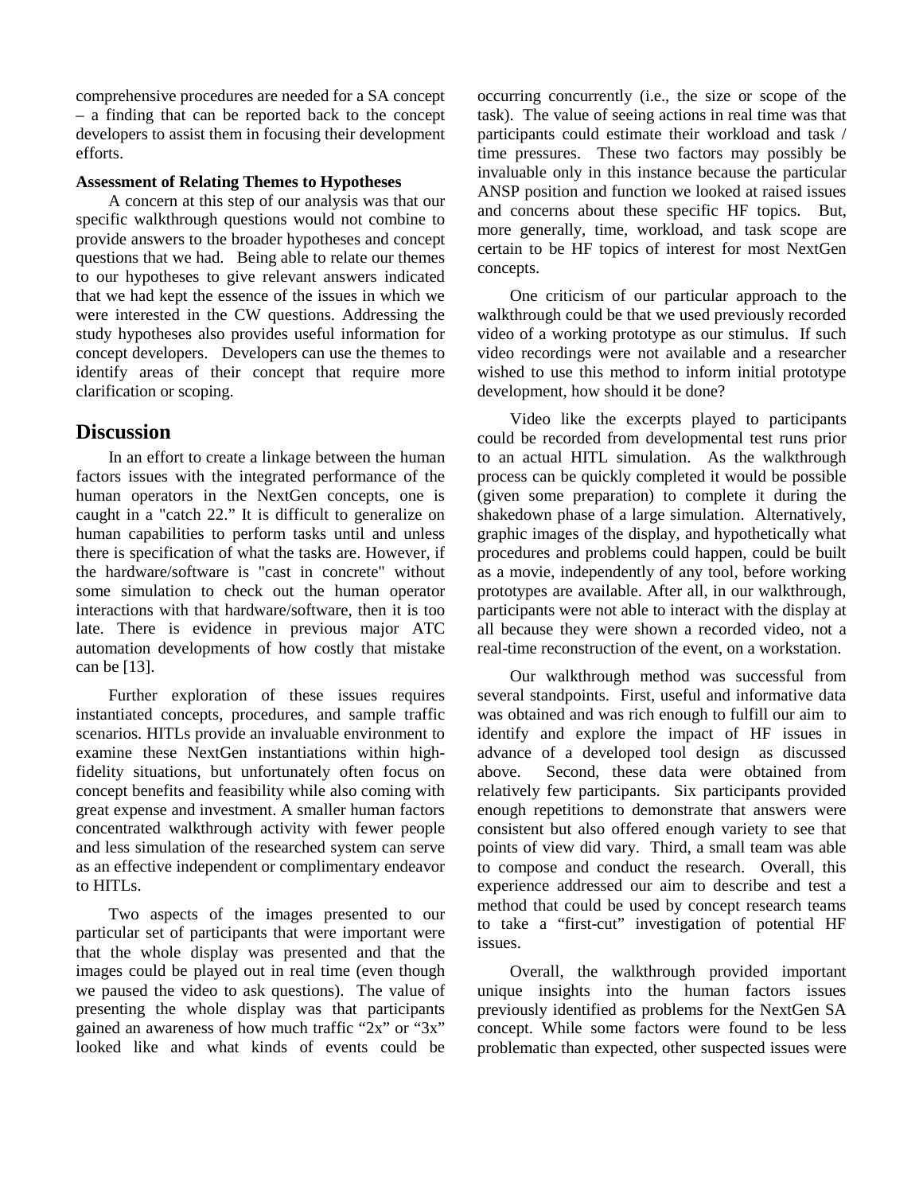comprehensive procedures are needed for a SA concept – a finding that can be reported back to the concept developers to assist them in focusing their development efforts.

**Assessment of Relating Themes to Hypotheses**

A concern at this step of our analysis was that our specific walkthrough questions would not combine to provide answers to the broader hypotheses and concept questions that we had. Being able to relate our themes to our hypotheses to give relevant answers indicated that we had kept the essence of the issues in which we were interested in the CW questions. Addressing the study hypotheses also provides useful information for concept developers. Developers can use the themes to identify areas of their concept that require more clarification or scoping.

## Discussion

In an effort to create a linkage between the human factors issues with the integrated performance of the human operators in the NextGen concepts, one is caught in a "catch 22." It is difficult to generalize on human capabilities to perform tasks until and unless there is specification of what the tasks are. However, if the hardware/software is "cast in concrete" without some simulation to check out the human operator interactions with that hardware/software, then it is too late. There is evidence in previous major ATC automation developments of how costly that mistake can be [13].

Further exploration of these issues requires instantiated concepts, procedures, and sample traffic scenarios. HITLs provide an invaluable environment to examine these NextGen instantiations within high-fidelity situations, but unfortunately often focus on concept benefits and feasibility while also coming with great expense and investment. A smaller human factors concentrated walkthrough activity with fewer people and less simulation of the researched system can serve as an effective independent or complimentary endeavor to HITLs.

Two aspects of the images presented to our particular set of participants that were important were that the whole display was presented and that the images could be played out in real time (even though we paused the video to ask questions). The value of presenting the whole display was that participants gained an awareness of how much traffic "2x" or "3x" looked like and what kinds of events could be occurring concurrently (i.e., the size or scope of the task). The value of seeing actions in real time was that participants could estimate their workload and task / time pressures. These two factors may possibly be invaluable only in this instance because the particular ANSP position and function we looked at raised issues and concerns about these specific HF topics. But, more generally, time, workload, and task scope are certain to be HF topics of interest for most NextGen concepts.

One criticism of our particular approach to the walkthrough could be that we used previously recorded video of a working prototype as our stimulus. If such video recordings were not available and a researcher wished to use this method to inform initial prototype development, how should it be done?

Video like the excerpts played to participants could be recorded from developmental test runs prior to an actual HITL simulation. As the walkthrough process can be quickly completed it would be possible (given some preparation) to complete it during the shakedown phase of a large simulation. Alternatively, graphic images of the display, and hypothetically what procedures and problems could happen, could be built as a movie, independently of any tool, before working prototypes are available. After all, in our walkthrough, participants were not able to interact with the display at all because they were shown a recorded video, not a real-time reconstruction of the event, on a workstation.

Our walkthrough method was successful from several standpoints. First, useful and informative data was obtained and was rich enough to fulfill our aim to identify and explore the impact of HF issues in advance of a developed tool design as discussed above. Second, these data were obtained from relatively few participants. Six participants provided enough repetitions to demonstrate that answers were consistent but also offered enough variety to see that points of view did vary. Third, a small team was able to compose and conduct the research. Overall, this experience addressed our aim to describe and test a method that could be used by concept research teams to take a "first-cut" investigation of potential HF issues.

Overall, the walkthrough provided important unique insights into the human factors issues previously identified as problems for the NextGen SA concept. While some factors were found to be less problematic than expected, other suspected issues were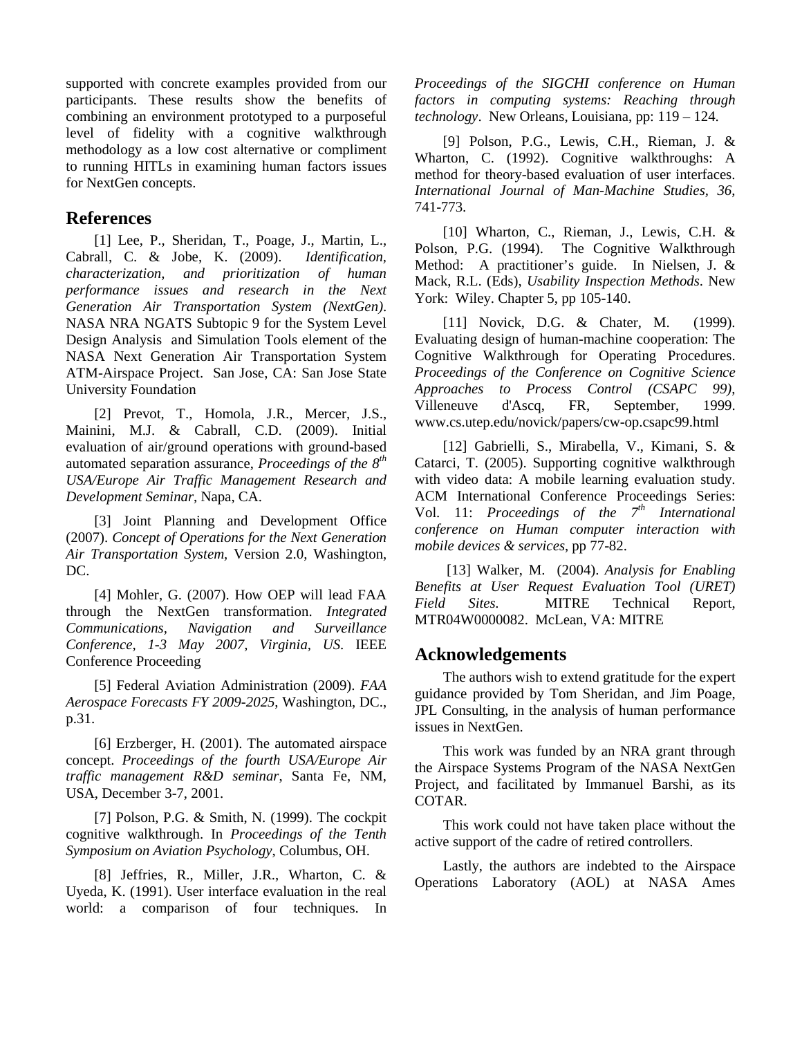supported with concrete examples provided from our participants. These results show the benefits of combining an environment prototyped to a purposeful level of fidelity with a cognitive walkthrough methodology as a low cost alternative or compliment to running HITLs in examining human factors issues for NextGen concepts.

## References

[1] Lee, P., Sheridan, T., Poage, J., Martin, L., Cabrall, C. & Jobe, K. (2009). *Identification, characterization, and prioritization of human performance issues and research in the Next Generation Air Transportation System (NextGen)*. NASA NRA NGATS Subtopic 9 for the System Level Design Analysis and Simulation Tools element of the NASA Next Generation Air Transportation System ATM-Airspace Project. San Jose, CA: San Jose State University Foundation

[2] Prevot, T., Homola, J.R., Mercer, J.S., Mainini, M.J. & Cabrall, C.D. (2009). Initial evaluation of air/ground operations with ground-based automated separation assurance, *Proceedings of the 8th USA/Europe Air Traffic Management Research and Development Seminar*, Napa, CA.

[3] Joint Planning and Development Office (2007). *Concept of Operations for the Next Generation Air Transportation System*, Version 2.0, Washington, DC.

[4] Mohler, G. (2007). How OEP will lead FAA through the NextGen transformation. *Integrated Communications, Navigation and Surveillance Conference, 1-3 May 2007, Virginia, US*. IEEE Conference Proceeding

[5] Federal Aviation Administration (2009). *FAA Aerospace Forecasts FY 2009-2025*, Washington, DC., p.31.

[6] Erzberger, H. (2001). The automated airspace concept. *Proceedings of the fourth USA/Europe Air traffic management R&D seminar*, Santa Fe, NM, USA, December 3-7, 2001.

[7] Polson, P.G. & Smith, N. (1999). The cockpit cognitive walkthrough. In *Proceedings of the Tenth Symposium on Aviation Psychology*, Columbus, OH.

[8] Jeffries, R., Miller, J.R., Wharton, C. & Uyeda, K. (1991). User interface evaluation in the real world: a comparison of four techniques. In *Proceedings of the SIGCHI conference on Human factors in computing systems: Reaching through technology*. New Orleans, Louisiana, pp: 119 – 124.

[9] Polson, P.G., Lewis, C.H., Rieman, J. & Wharton, C. (1992). Cognitive walkthroughs: A method for theory-based evaluation of user interfaces. *International Journal of Man-Machine Studies, 36*, 741-773.

[10] Wharton, C., Rieman, J., Lewis, C.H. & Polson, P.G. (1994). The Cognitive Walkthrough Method: A practitioner's guide. In Nielsen, J. & Mack, R.L. (Eds), *Usability Inspection Methods*. New York: Wiley. Chapter 5, pp 105-140.

[11] Novick, D.G. & Chater, M. (1999). Evaluating design of human-machine cooperation: The Cognitive Walkthrough for Operating Procedures. *Proceedings of the Conference on Cognitive Science Approaches to Process Control (CSAPC 99)*, Villeneuve d'Ascq, FR, September, 1999. www.cs.utep.edu/novick/papers/cw-op.csapc99.html

[12] Gabrielli, S., Mirabella, V., Kimani, S. & Catarci, T. (2005). Supporting cognitive walkthrough with video data: A mobile learning evaluation study. ACM International Conference Proceedings Series: Vol. 11: *Proceedings of the 7th International conference on Human computer interaction with mobile devices & services*, pp 77-82.

[13] Walker, M. (2004). *Analysis for Enabling Benefits at User Request Evaluation Tool (URET) Field Sites.* MITRE Technical Report, MTR04W0000082. McLean, VA: MITRE

## Acknowledgements

The authors wish to extend gratitude for the expert guidance provided by Tom Sheridan, and Jim Poage, JPL Consulting, in the analysis of human performance issues in NextGen.

This work was funded by an NRA grant through the Airspace Systems Program of the NASA NextGen Project, and facilitated by Immanuel Barshi, as its COTAR.

This work could not have taken place without the active support of the cadre of retired controllers.

Lastly, the authors are indebted to the Airspace Operations Laboratory (AOL) at NASA Ames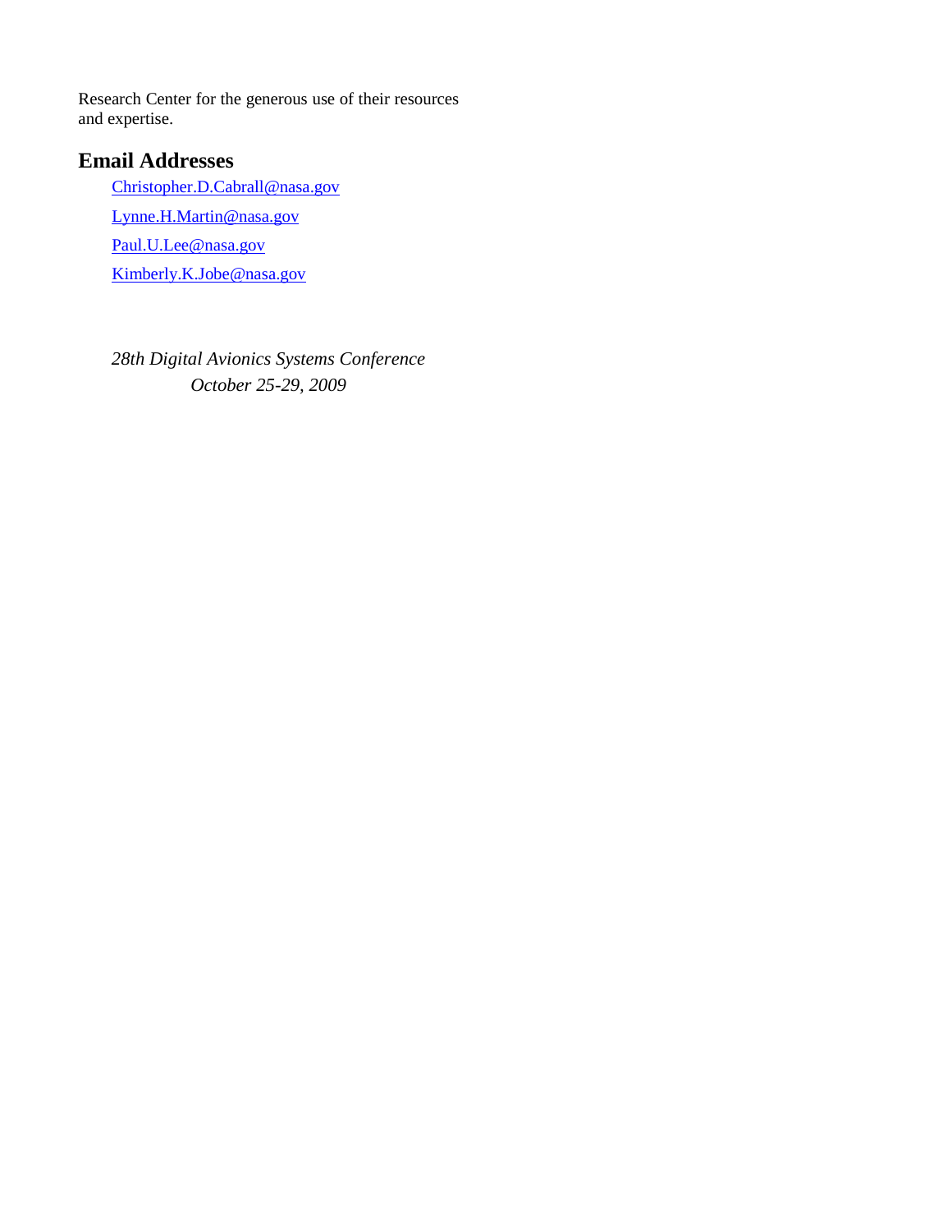Research Center for the generous use of their resources and expertise.

## Email Addresses

Christopher.D.Cabrall@nasa.gov

Lynne.H.Martin@nasa.gov

Paul.U.Lee@nasa.gov

Kimberly.K.Jobe@nasa.gov

*28th Digital Avionics Systems Conference*
*October 25-29, 2009*